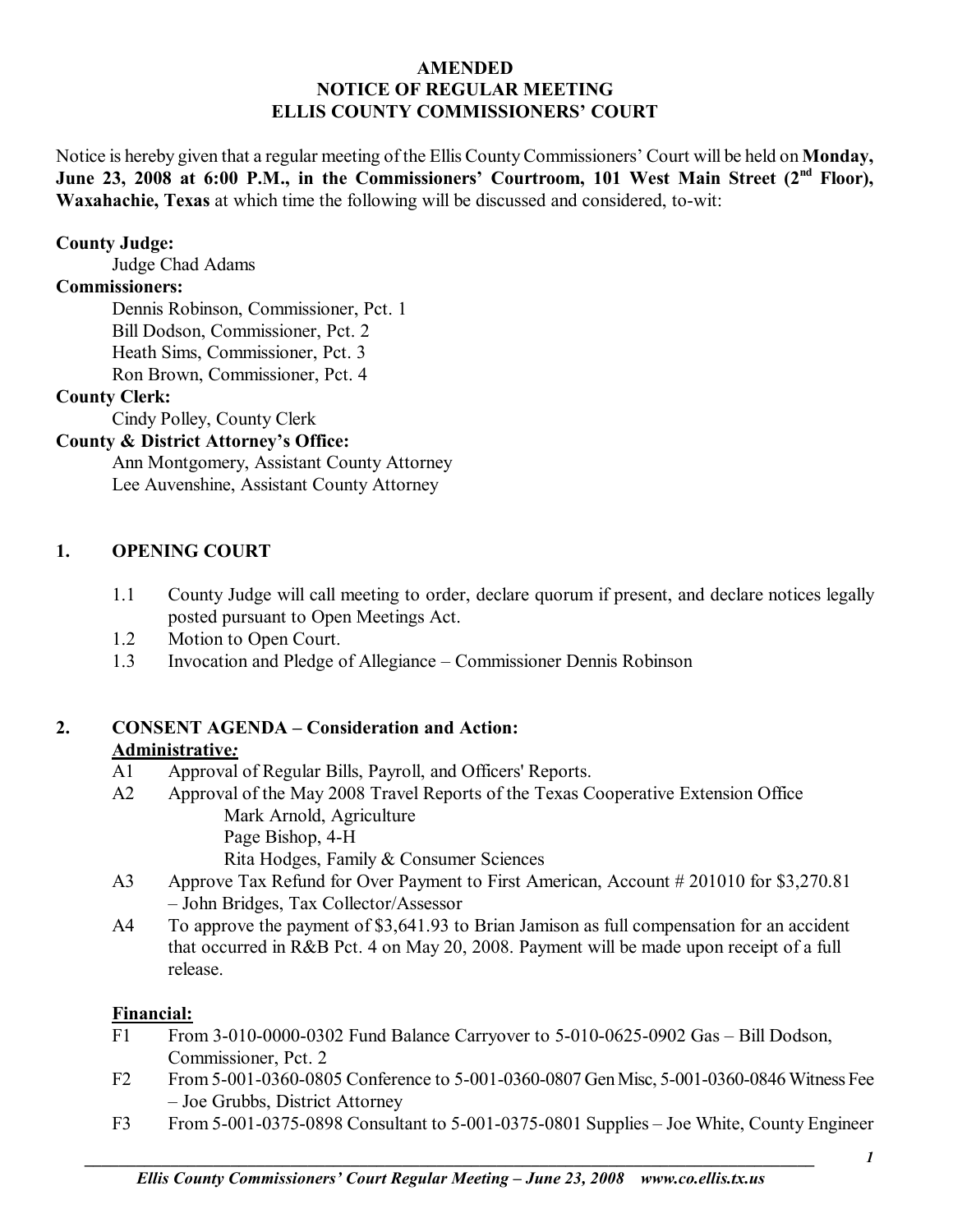# AMENDED
# NOTICE OF REGULAR MEETING
# ELLIS COUNTY COMMISSIONERS' COURT

Notice is hereby given that a regular meeting of the Ellis County Commissioners' Court will be held on **Monday, June 23, 2008 at 6:00 P.M., in the Commissioners' Courtroom, 101 West Main Street (2nd Floor), Waxahachie, Texas** at which time the following will be discussed and considered, to-wit:

**County Judge:**
Judge Chad Adams

**Commissioners:**
Dennis Robinson, Commissioner, Pct. 1
Bill Dodson, Commissioner, Pct. 2
Heath Sims, Commissioner, Pct. 3
Ron Brown, Commissioner, Pct. 4

**County Clerk:**
Cindy Polley, County Clerk

**County & District Attorney's Office:**
Ann Montgomery, Assistant County Attorney
Lee Auvenshine, Assistant County Attorney

## 1. OPENING COURT

1.1 County Judge will call meeting to order, declare quorum if present, and declare notices legally posted pursuant to Open Meetings Act.

1.2 Motion to Open Court.

1.3 Invocation and Pledge of Allegiance – Commissioner Dennis Robinson

## 2. CONSENT AGENDA – Consideration and Action:

**Administrative*:***

A1 Approval of Regular Bills, Payroll, and Officers' Reports.

A2 Approval of the May 2008 Travel Reports of the Texas Cooperative Extension Office
Mark Arnold, Agriculture
Page Bishop, 4-H
Rita Hodges, Family & Consumer Sciences

A3 Approve Tax Refund for Over Payment to First American, Account # 201010 for $3,270.81 – John Bridges, Tax Collector/Assessor

A4 To approve the payment of $3,641.93 to Brian Jamison as full compensation for an accident that occurred in R&B Pct. 4 on May 20, 2008. Payment will be made upon receipt of a full release.

**Financial:**

F1 From 3-010-0000-0302 Fund Balance Carryover to 5-010-0625-0902 Gas – Bill Dodson, Commissioner, Pct. 2

F2 From 5-001-0360-0805 Conference to 5-001-0360-0807 Gen Misc, 5-001-0360-0846 Witness Fee – Joe Grubbs, District Attorney

F3 From 5-001-0375-0898 Consultant to 5-001-0375-0801 Supplies – Joe White, County Engineer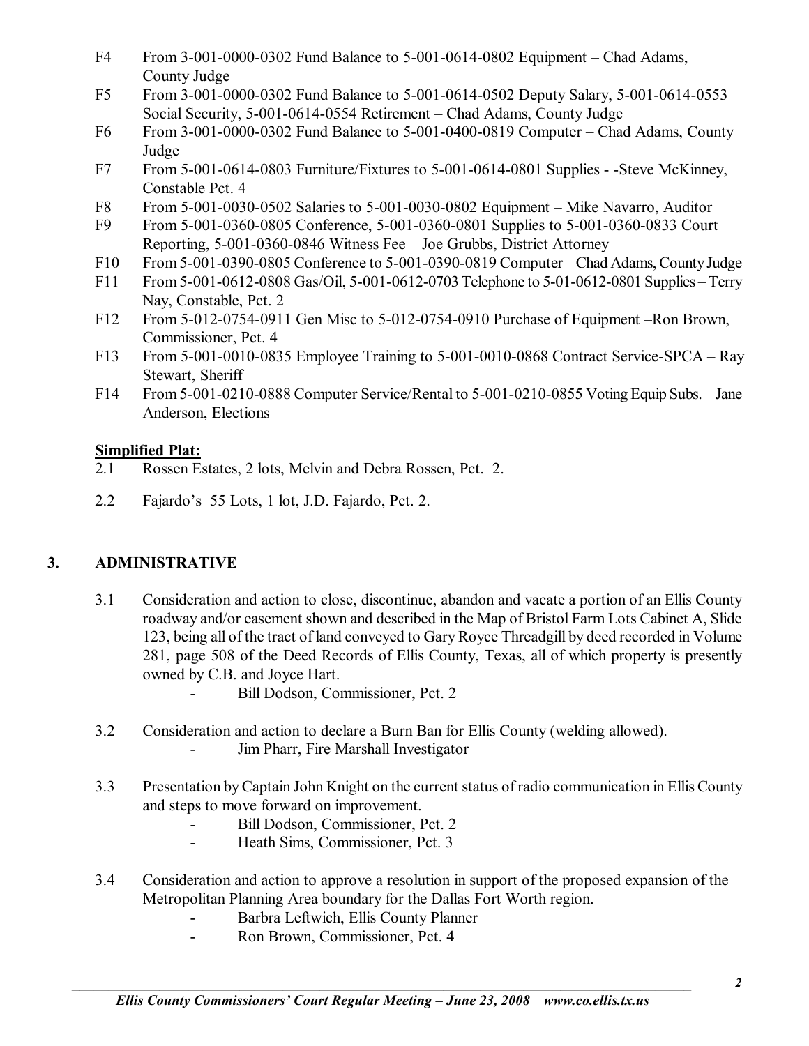F4 From 3-001-0000-0302 Fund Balance to 5-001-0614-0802 Equipment – Chad Adams, County Judge

F5 From 3-001-0000-0302 Fund Balance to 5-001-0614-0502 Deputy Salary, 5-001-0614-0553 Social Security, 5-001-0614-0554 Retirement – Chad Adams, County Judge

F6 From 3-001-0000-0302 Fund Balance to 5-001-0400-0819 Computer – Chad Adams, County Judge

F7 From 5-001-0614-0803 Furniture/Fixtures to 5-001-0614-0801 Supplies - -Steve McKinney, Constable Pct. 4

F8 From 5-001-0030-0502 Salaries to 5-001-0030-0802 Equipment – Mike Navarro, Auditor

F9 From 5-001-0360-0805 Conference, 5-001-0360-0801 Supplies to 5-001-0360-0833 Court Reporting, 5-001-0360-0846 Witness Fee – Joe Grubbs, District Attorney

F10 From 5-001-0390-0805 Conference to 5-001-0390-0819 Computer – Chad Adams, County Judge

F11 From 5-001-0612-0808 Gas/Oil, 5-001-0612-0703 Telephone to 5-01-0612-0801 Supplies – Terry Nay, Constable, Pct. 2

F12 From 5-012-0754-0911 Gen Misc to 5-012-0754-0910 Purchase of Equipment –Ron Brown, Commissioner, Pct. 4

F13 From 5-001-0010-0835 Employee Training to 5-001-0010-0868 Contract Service-SPCA – Ray Stewart, Sheriff

F14 From 5-001-0210-0888 Computer Service/Rental to 5-001-0210-0855 Voting Equip Subs. – Jane Anderson, Elections

**Simplified Plat:**

2.1 Rossen Estates, 2 lots, Melvin and Debra Rossen, Pct. 2.

2.2 Fajardo's 55 Lots, 1 lot, J.D. Fajardo, Pct. 2.

## 3. ADMINISTRATIVE

3.1 Consideration and action to close, discontinue, abandon and vacate a portion of an Ellis County roadway and/or easement shown and described in the Map of Bristol Farm Lots Cabinet A, Slide 123, being all of the tract of land conveyed to Gary Royce Threadgill by deed recorded in Volume 281, page 508 of the Deed Records of Ellis County, Texas, all of which property is presently owned by C.B. and Joyce Hart.

- Bill Dodson, Commissioner, Pct. 2

3.2 Consideration and action to declare a Burn Ban for Ellis County (welding allowed).

- Jim Pharr, Fire Marshall Investigator

3.3 Presentation by Captain John Knight on the current status of radio communication in Ellis County and steps to move forward on improvement.

- Bill Dodson, Commissioner, Pct. 2
- Heath Sims, Commissioner, Pct. 3

3.4 Consideration and action to approve a resolution in support of the proposed expansion of the Metropolitan Planning Area boundary for the Dallas Fort Worth region.

- Barbra Leftwich, Ellis County Planner
- Ron Brown, Commissioner, Pct. 4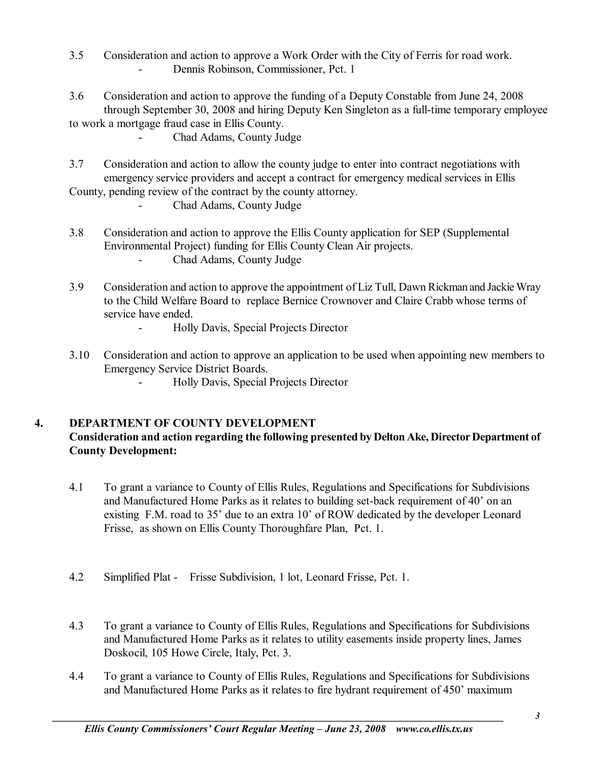3.5 Consideration and action to approve a Work Order with the City of Ferris for road work.
- Dennis Robinson, Commissioner, Pct. 1

3.6 Consideration and action to approve the funding of a Deputy Constable from June 24, 2008 through September 30, 2008 and hiring Deputy Ken Singleton as a full-time temporary employee to work a mortgage fraud case in Ellis County.
- Chad Adams, County Judge

3.7 Consideration and action to allow the county judge to enter into contract negotiations with emergency service providers and accept a contract for emergency medical services in Ellis County, pending review of the contract by the county attorney.
- Chad Adams, County Judge

3.8 Consideration and action to approve the Ellis County application for SEP (Supplemental Environmental Project) funding for Ellis County Clean Air projects.
- Chad Adams, County Judge

3.9 Consideration and action to approve the appointment of Liz Tull, Dawn Rickman and Jackie Wray to the Child Welfare Board to replace Bernice Crownover and Claire Crabb whose terms of service have ended.
- Holly Davis, Special Projects Director

3.10 Consideration and action to approve an application to be used when appointing new members to Emergency Service District Boards.
- Holly Davis, Special Projects Director

## 4. DEPARTMENT OF COUNTY DEVELOPMENT

**Consideration and action regarding the following presented by Delton Ake, Director Department of County Development:**

4.1 To grant a variance to County of Ellis Rules, Regulations and Specifications for Subdivisions and Manufactured Home Parks as it relates to building set-back requirement of 40' on an existing F.M. road to 35' due to an extra 10' of ROW dedicated by the developer Leonard Frisse, as shown on Ellis County Thoroughfare Plan, Pct. 1.

4.2 Simplified Plat - Frisse Subdivision, 1 lot, Leonard Frisse, Pct. 1.

4.3 To grant a variance to County of Ellis Rules, Regulations and Specifications for Subdivisions and Manufactured Home Parks as it relates to utility easements inside property lines, James Doskocil, 105 Howe Circle, Italy, Pct. 3.

4.4 To grant a variance to County of Ellis Rules, Regulations and Specifications for Subdivisions and Manufactured Home Parks as it relates to fire hydrant requirement of 450' maximum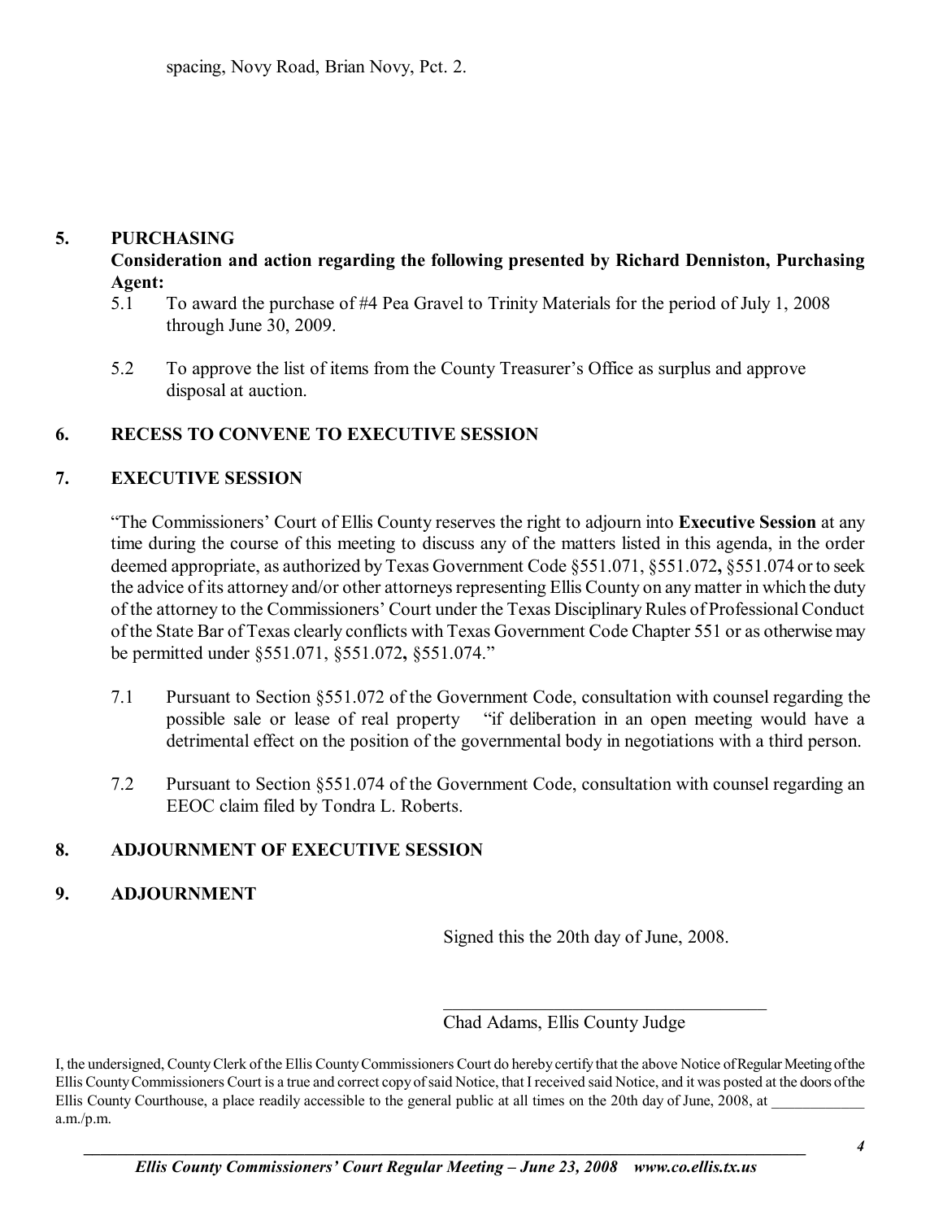spacing, Novy Road, Brian Novy, Pct. 2.

## 5. PURCHASING

**Consideration and action regarding the following presented by Richard Denniston, Purchasing Agent:**

5.1 To award the purchase of #4 Pea Gravel to Trinity Materials for the period of July 1, 2008 through June 30, 2009.

5.2 To approve the list of items from the County Treasurer's Office as surplus and approve disposal at auction.

## 6. RECESS TO CONVENE TO EXECUTIVE SESSION

## 7. EXECUTIVE SESSION

"The Commissioners' Court of Ellis County reserves the right to adjourn into **Executive Session** at any time during the course of this meeting to discuss any of the matters listed in this agenda, in the order deemed appropriate, as authorized by Texas Government Code §551.071, §551.072**,** §551.074 or to seek the advice of its attorney and/or other attorneys representing Ellis County on any matter in which the duty of the attorney to the Commissioners' Court under the Texas Disciplinary Rules of Professional Conduct of the State Bar of Texas clearly conflicts with Texas Government Code Chapter 551 or as otherwise may be permitted under §551.071, §551.072**,** §551.074."

7.1 Pursuant to Section §551.072 of the Government Code, consultation with counsel regarding the possible sale or lease of real property "if deliberation in an open meeting would have a detrimental effect on the position of the governmental body in negotiations with a third person.

7.2 Pursuant to Section §551.074 of the Government Code, consultation with counsel regarding an EEOC claim filed by Tondra L. Roberts.

## 8. ADJOURNMENT OF EXECUTIVE SESSION

## 9. ADJOURNMENT

Signed this the 20th day of June, 2008.

\_\_\_\_\_\_\_\_\_\_\_\_\_\_\_\_\_\_\_\_\_\_\_\_\_\_\_\_\_\_\_\_\_\_\_\_\_\_

Chad Adams, Ellis County Judge

I, the undersigned, County Clerk of the Ellis County Commissioners Court do hereby certify that the above Notice of Regular Meeting of the Ellis County Commissioners Court is a true and correct copy of said Notice, that I received said Notice, and it was posted at the doors of the Ellis County Courthouse, a place readily accessible to the general public at all times on the 20th day of June, 2008, at \_\_\_\_\_\_\_\_\_\_\_\_ a.m./p.m.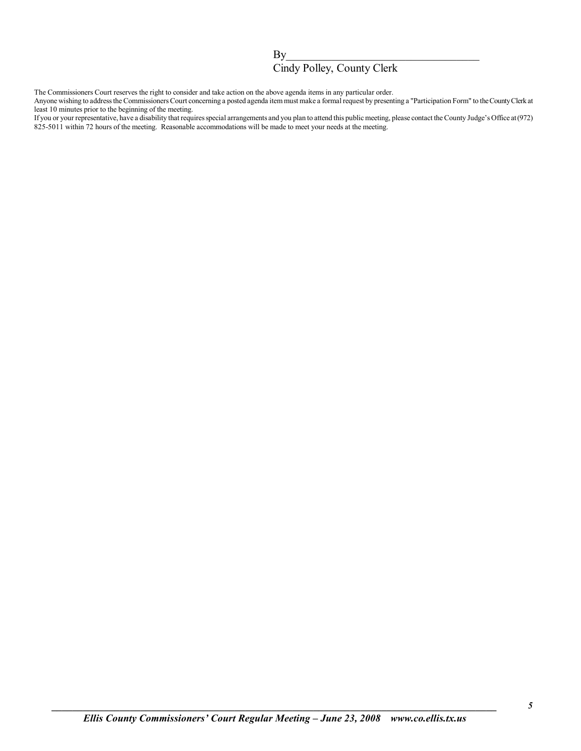By___________________________________

Cindy Polley, County Clerk

The Commissioners Court reserves the right to consider and take action on the above agenda items in any particular order.

Anyone wishing to address the Commissioners Court concerning a posted agenda item must make a formal request by presenting a "Participation Form" to the County Clerk at least 10 minutes prior to the beginning of the meeting.

If you or your representative, have a disability that requires special arrangements and you plan to attend this public meeting, please contact the County Judge's Office at (972) 825-5011 within 72 hours of the meeting. Reasonable accommodations will be made to meet your needs at the meeting.